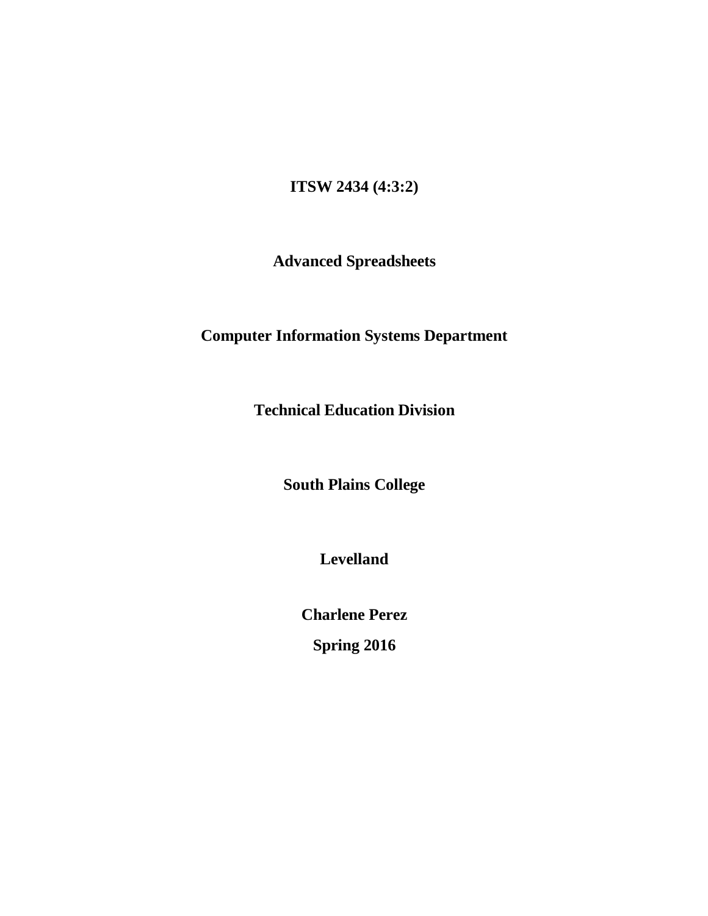**ITSW 2434 (4:3:2)**

**Advanced Spreadsheets**

**Computer Information Systems Department**

**Technical Education Division**

**South Plains College**

**Levelland**

**Charlene Perez**

**Spring 2016**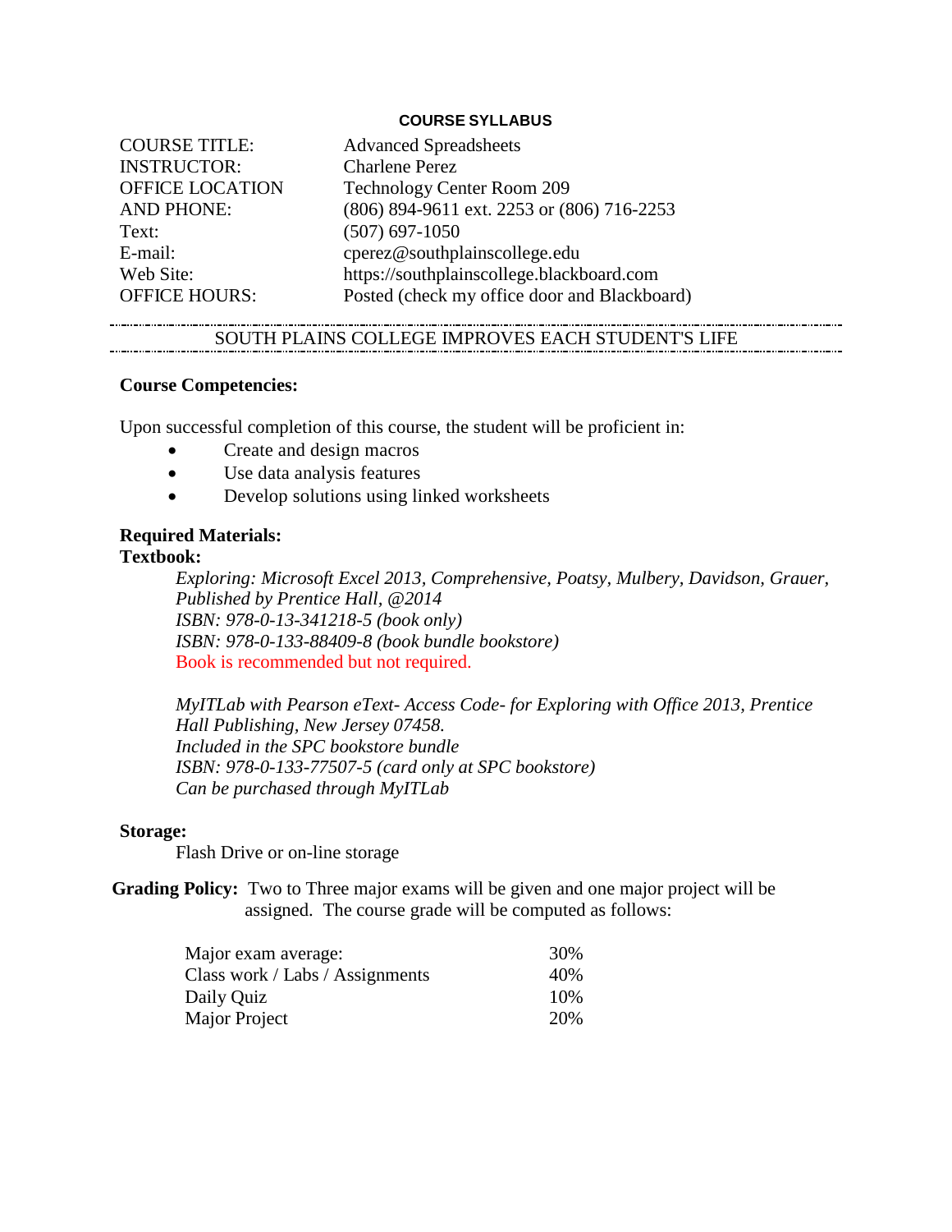# COURSE SYLLABUS

| | |
|---|---|
| COURSE TITLE: | Advanced Spreadsheets |
| INSTRUCTOR: | Charlene Perez |
| OFFICE LOCATION | Technology Center Room 209 |
| AND PHONE: | (806) 894-9611 ext. 2253 or (806) 716-2253 |
| Text: | (507) 697-1050 |
| E-mail: | cperez@southplainscollege.edu |
| Web Site: | https://southplainscollege.blackboard.com |
| OFFICE HOURS: | Posted (check my office door and Blackboard) |

---

SOUTH PLAINS COLLEGE IMPROVES EACH STUDENT'S LIFE

---

**Course Competencies:**

Upon successful completion of this course, the student will be proficient in:

- Create and design macros
- Use data analysis features
- Develop solutions using linked worksheets

**Required Materials:**

**Textbook:**

*Exploring: Microsoft Excel 2013, Comprehensive, Poatsy, Mulbery, Davidson, Grauer, Published by Prentice Hall, @2014*
*ISBN: 978-0-13-341218-5 (book only)*
*ISBN: 978-0-133-88409-8 (book bundle bookstore)*
Book is recommended but not required.

*MyITLab with Pearson eText- Access Code- for Exploring with Office 2013, Prentice Hall Publishing, New Jersey 07458.*
*Included in the SPC bookstore bundle*
*ISBN: 978-0-133-77507-5 (card only at SPC bookstore)*
*Can be purchased through MyITLab*

**Storage:**

Flash Drive or on-line storage

**Grading Policy:** Two to Three major exams will be given and one major project will be assigned. The course grade will be computed as follows:

| | |
|---|---|
| Major exam average: | 30% |
| Class work / Labs / Assignments | 40% |
| Daily Quiz | 10% |
| Major Project | 20% |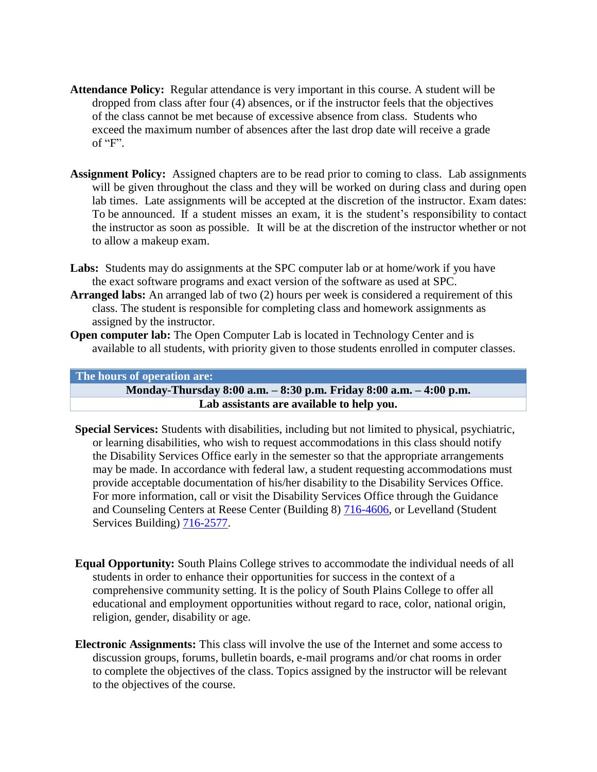**Attendance Policy:** Regular attendance is very important in this course. A student will be dropped from class after four (4) absences, or if the instructor feels that the objectives of the class cannot be met because of excessive absence from class. Students who exceed the maximum number of absences after the last drop date will receive a grade of "F".

**Assignment Policy:** Assigned chapters are to be read prior to coming to class. Lab assignments will be given throughout the class and they will be worked on during class and during open lab times. Late assignments will be accepted at the discretion of the instructor. Exam dates: To be announced. If a student misses an exam, it is the student's responsibility to contact the instructor as soon as possible. It will be at the discretion of the instructor whether or not to allow a makeup exam.

**Labs:** Students may do assignments at the SPC computer lab or at home/work if you have the exact software programs and exact version of the software as used at SPC.

**Arranged labs:** An arranged lab of two (2) hours per week is considered a requirement of this class. The student is responsible for completing class and homework assignments as assigned by the instructor.

**Open computer lab:** The Open Computer Lab is located in Technology Center and is available to all students, with priority given to those students enrolled in computer classes.

| The hours of operation are: |
|---|
| **Monday-Thursday 8:00 a.m. – 8:30 p.m. Friday 8:00 a.m. – 4:00 p.m.** |
| **Lab assistants are available to help you.** |

**Special Services:** Students with disabilities, including but not limited to physical, psychiatric, or learning disabilities, who wish to request accommodations in this class should notify the Disability Services Office early in the semester so that the appropriate arrangements may be made. In accordance with federal law, a student requesting accommodations must provide acceptable documentation of his/her disability to the Disability Services Office. For more information, call or visit the Disability Services Office through the Guidance and Counseling Centers at Reese Center (Building 8) 716-4606, or Levelland (Student Services Building) 716-2577.

**Equal Opportunity:** South Plains College strives to accommodate the individual needs of all students in order to enhance their opportunities for success in the context of a comprehensive community setting. It is the policy of South Plains College to offer all educational and employment opportunities without regard to race, color, national origin, religion, gender, disability or age.

**Electronic Assignments:** This class will involve the use of the Internet and some access to discussion groups, forums, bulletin boards, e-mail programs and/or chat rooms in order to complete the objectives of the class. Topics assigned by the instructor will be relevant to the objectives of the course.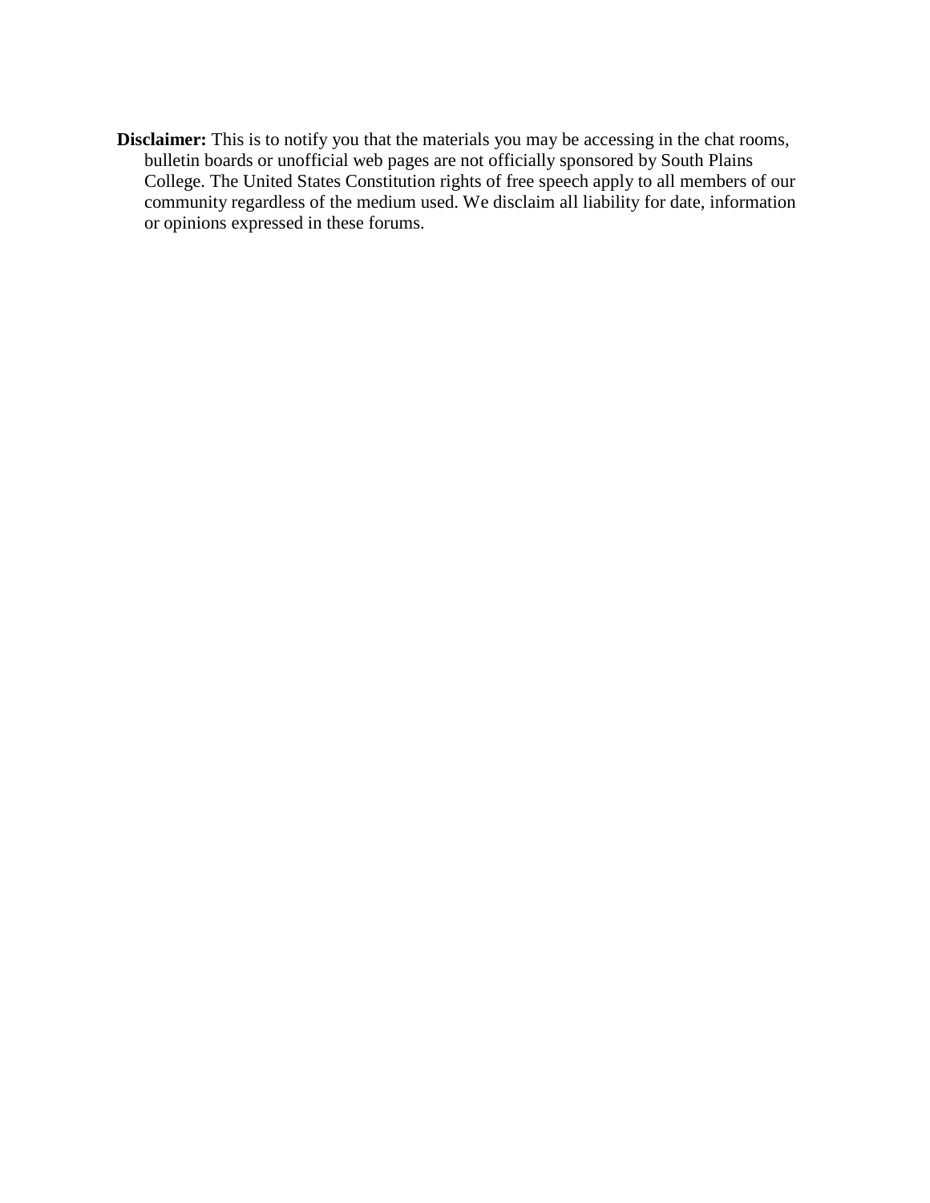**Disclaimer:** This is to notify you that the materials you may be accessing in the chat rooms, bulletin boards or unofficial web pages are not officially sponsored by South Plains College. The United States Constitution rights of free speech apply to all members of our community regardless of the medium used. We disclaim all liability for date, information or opinions expressed in these forums.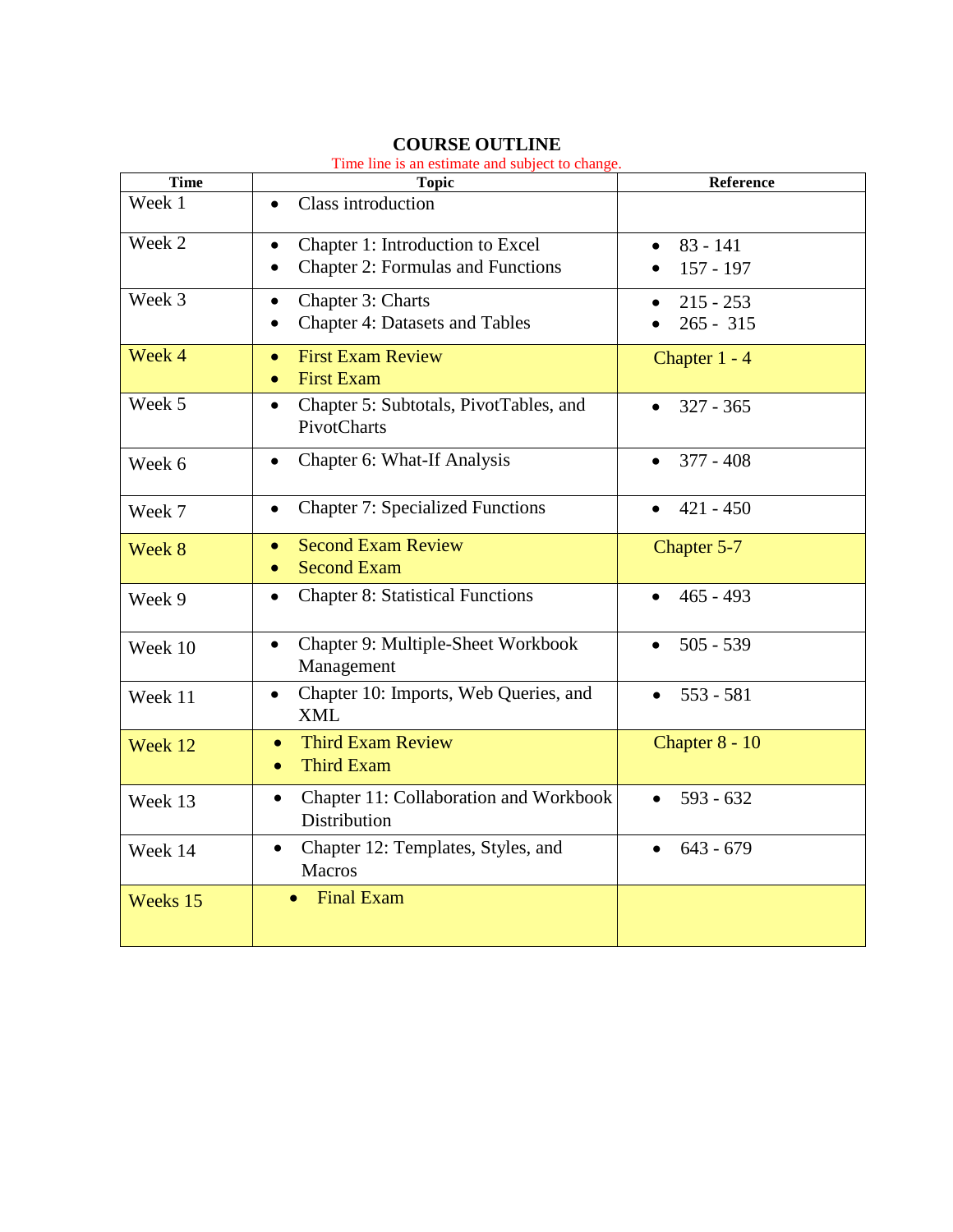# COURSE OUTLINE

Time line is an estimate and subject to change.

| Time | Topic | Reference |
|---|---|---|
| Week 1 | • Class introduction | |
| Week 2 | • Chapter 1: Introduction to Excel<br>• Chapter 2: Formulas and Functions | • 83 - 141<br>• 157 - 197 |
| Week 3 | • Chapter 3: Charts<br>• Chapter 4: Datasets and Tables | • 215 - 253<br>• 265 - 315 |
| Week 4 | • First Exam Review<br>• First Exam | Chapter 1 - 4 |
| Week 5 | • Chapter 5: Subtotals, PivotTables, and PivotCharts | • 327 - 365 |
| Week 6 | • Chapter 6: What-If Analysis | • 377 - 408 |
| Week 7 | • Chapter 7: Specialized Functions | • 421 - 450 |
| Week 8 | • Second Exam Review<br>• Second Exam | Chapter 5-7 |
| Week 9 | • Chapter 8: Statistical Functions | • 465 - 493 |
| Week 10 | • Chapter 9: Multiple-Sheet Workbook Management | • 505 - 539 |
| Week 11 | • Chapter 10: Imports, Web Queries, and XML | • 553 - 581 |
| Week 12 | • Third Exam Review<br>• Third Exam | Chapter 8 - 10 |
| Week 13 | • Chapter 11: Collaboration and Workbook Distribution | • 593 - 632 |
| Week 14 | • Chapter 12: Templates, Styles, and Macros | • 643 - 679 |
| Weeks 15 | • Final Exam | |